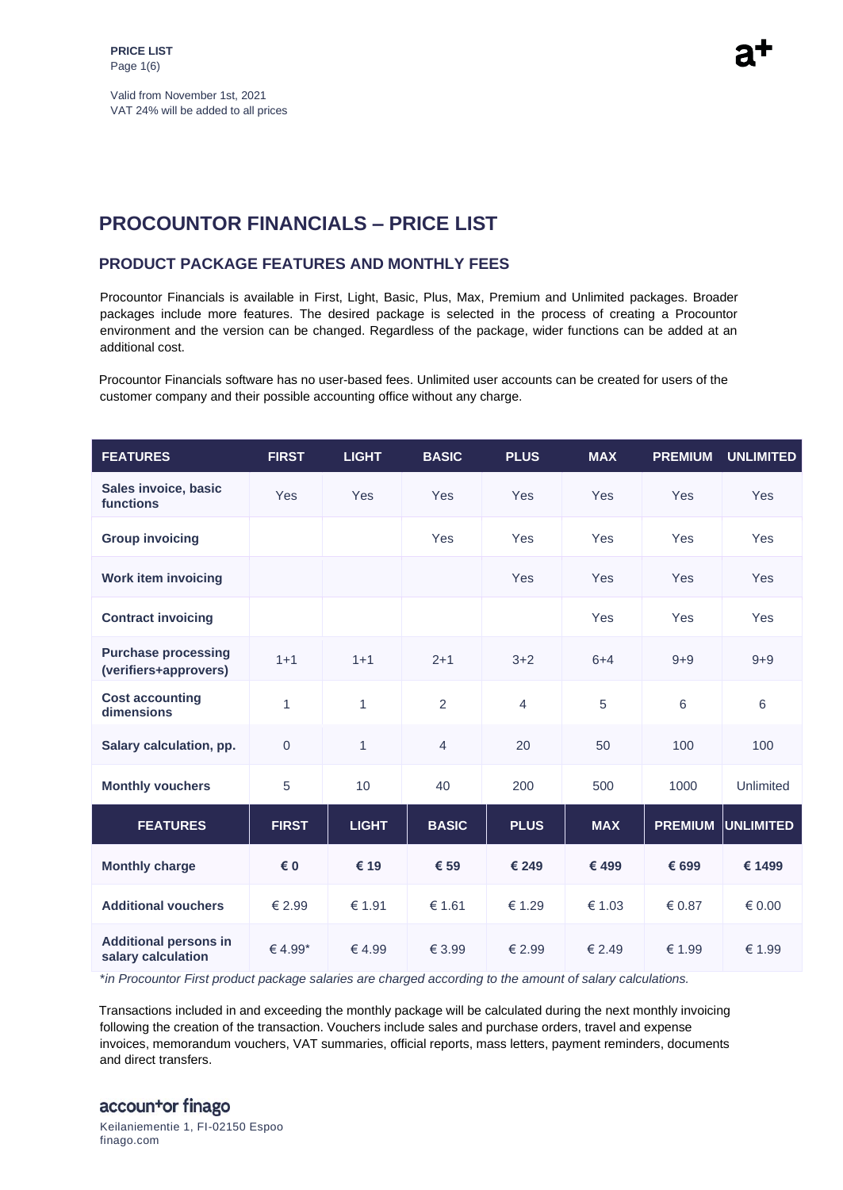**PRICE LIST**

Valid from November 1st, 2021
VAT 24% will be added to all prices

# PROCOUNTOR FINANCIALS – PRICE LIST

## PRODUCT PACKAGE FEATURES AND MONTHLY FEES

Procountor Financials is available in First, Light, Basic, Plus, Max, Premium and Unlimited packages. Broader packages include more features. The desired package is selected in the process of creating a Procountor environment and the version can be changed. Regardless of the package, wider functions can be added at an additional cost.

Procountor Financials software has no user-based fees. Unlimited user accounts can be created for users of the customer company and their possible accounting office without any charge.

| FEATURES | FIRST | LIGHT | BASIC | PLUS | MAX | PREMIUM | UNLIMITED |
|---|---|---|---|---|---|---|---|
| **Sales invoice, basic functions** | Yes | Yes | Yes | Yes | Yes | Yes | Yes |
| **Group invoicing** | | | Yes | Yes | Yes | Yes | Yes |
| **Work item invoicing** | | | | Yes | Yes | Yes | Yes |
| **Contract invoicing** | | | | | Yes | Yes | Yes |
| **Purchase processing (verifiers+approvers)** | 1+1 | 1+1 | 2+1 | 3+2 | 6+4 | 9+9 | 9+9 |
| **Cost accounting dimensions** | 1 | 1 | 2 | 4 | 5 | 6 | 6 |
| **Salary calculation, pp.** | 0 | 1 | 4 | 20 | 50 | 100 | 100 |
| **Monthly vouchers** | 5 | 10 | 40 | 200 | 500 | 1000 | Unlimited |
| **FEATURES** | **FIRST** | **LIGHT** | **BASIC** | **PLUS** | **MAX** | **PREMIUM** | **UNLIMITED** |
| **Monthly charge** | **€ 0** | **€ 19** | **€ 59** | **€ 249** | **€ 499** | **€ 699** | **€ 1499** |
| **Additional vouchers** | € 2.99 | € 1.91 | € 1.61 | € 1.29 | € 1.03 | € 0.87 | € 0.00 |
| **Additional persons in salary calculation** | € 4.99* | € 4.99 | € 3.99 | € 2.99 | € 2.49 | € 1.99 | € 1.99 |

*\*in Procountor First product package salaries are charged according to the amount of salary calculations.*

Transactions included in and exceeding the monthly package will be calculated during the next monthly invoicing following the creation of the transaction. Vouchers include sales and purchase orders, travel and expense invoices, memorandum vouchers, VAT summaries, official reports, mass letters, payment reminders, documents and direct transfers.

accountor finago
Keilaniementie 1, FI-02150 Espoo
finago.com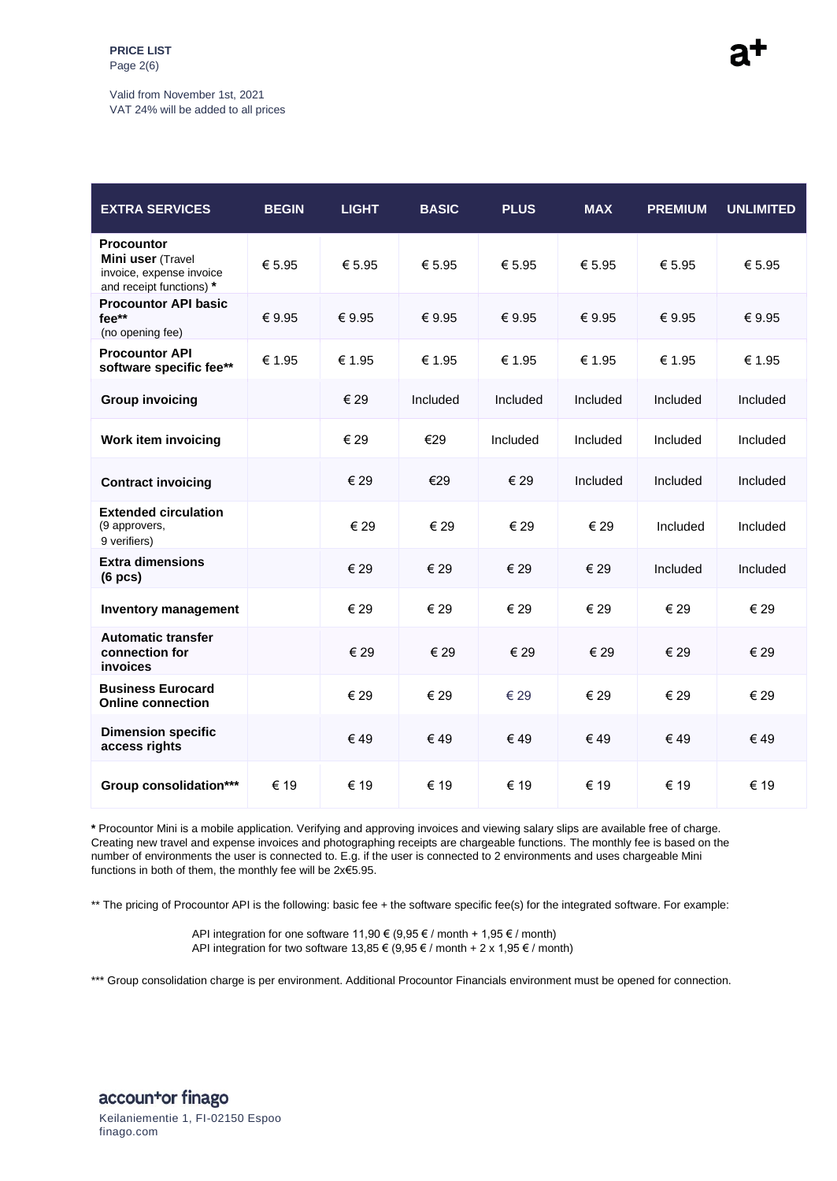**PRICE LIST**

Valid from November 1st, 2021
VAT 24% will be added to all prices

| EXTRA SERVICES | BEGIN | LIGHT | BASIC | PLUS | MAX | PREMIUM | UNLIMITED |
|---|---|---|---|---|---|---|---|
| **Procountor Mini user** (Travel invoice, expense invoice and receipt functions) **\*** | € 5.95 | € 5.95 | € 5.95 | € 5.95 | € 5.95 | € 5.95 | € 5.95 |
| **Procountor API basic fee\*\*** (no opening fee) | € 9.95 | € 9.95 | € 9.95 | € 9.95 | € 9.95 | € 9.95 | € 9.95 |
| **Procountor API software specific fee\*\*** | € 1.95 | € 1.95 | € 1.95 | € 1.95 | € 1.95 | € 1.95 | € 1.95 |
| **Group invoicing** | | € 29 | Included | Included | Included | Included | Included |
| **Work item invoicing** | | € 29 | €29 | Included | Included | Included | Included |
| **Contract invoicing** | | € 29 | €29 | € 29 | Included | Included | Included |
| **Extended circulation** (9 approvers, 9 verifiers) | | € 29 | € 29 | € 29 | € 29 | Included | Included |
| **Extra dimensions (6 pcs)** | | € 29 | € 29 | € 29 | € 29 | Included | Included |
| **Inventory management** | | € 29 | € 29 | € 29 | € 29 | € 29 | € 29 |
| **Automatic transfer connection for invoices** | | € 29 | € 29 | € 29 | € 29 | € 29 | € 29 |
| **Business Eurocard Online connection** | | € 29 | € 29 | € 29 | € 29 | € 29 | € 29 |
| **Dimension specific access rights** | | € 49 | € 49 | € 49 | € 49 | € 49 | € 49 |
| **Group consolidation\*\*\*** | € 19 | € 19 | € 19 | € 19 | € 19 | € 19 | € 19 |

**\*** Procountor Mini is a mobile application. Verifying and approving invoices and viewing salary slips are available free of charge. Creating new travel and expense invoices and photographing receipts are chargeable functions. The monthly fee is based on the number of environments the user is connected to. E.g. if the user is connected to 2 environments and uses chargeable Mini functions in both of them, the monthly fee will be 2x€5.95.

** The pricing of Procountor API is the following: basic fee + the software specific fee(s) for the integrated software. For example:

> API integration for one software 11,90 € (9,95 € / month + 1,95 € / month)
> API integration for two software 13,85 € (9,95 € / month + 2 x 1,95 € / month)

*** Group consolidation charge is per environment. Additional Procountor Financials environment must be opened for connection.

accountor finago
Keilaniementie 1, FI-02150 Espoo
finago.com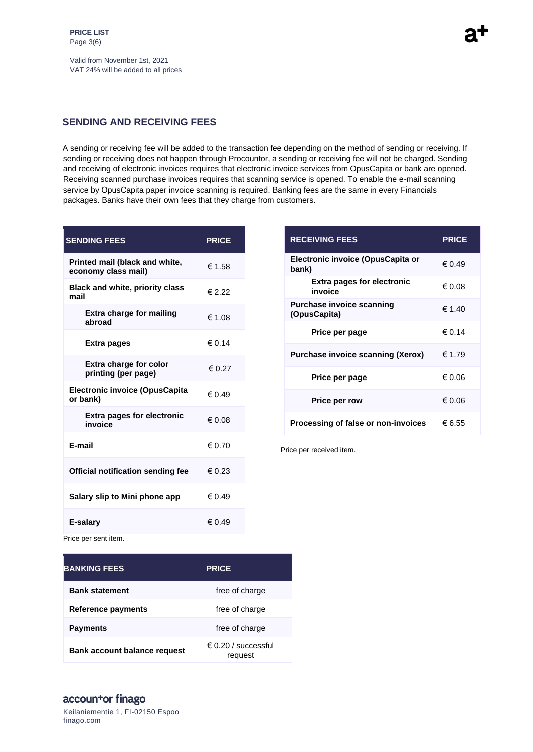PRICE LIST

Valid from November 1st, 2021
VAT 24% will be added to all prices

## SENDING AND RECEIVING FEES

A sending or receiving fee will be added to the transaction fee depending on the method of sending or receiving. If sending or receiving does not happen through Procountor, a sending or receiving fee will not be charged. Sending and receiving of electronic invoices requires that electronic invoice services from OpusCapita or bank are opened. Receiving scanned purchase invoices requires that scanning service is opened. To enable the e-mail scanning service by OpusCapita paper invoice scanning is required. Banking fees are the same in every Financials packages. Banks have their own fees that they charge from customers.

| SENDING FEES | PRICE |
|---|---|
| **Printed mail (black and white, economy class mail)** | € 1.58 |
| **Black and white, priority class mail** | € 2.22 |
| **Extra charge for mailing abroad** | € 1.08 |
| **Extra pages** | € 0.14 |
| **Extra charge for color printing (per page)** | € 0.27 |
| **Electronic invoice (OpusCapita or bank)** | € 0.49 |
| **Extra pages for electronic invoice** | € 0.08 |
| **E-mail** | € 0.70 |
| **Official notification sending fee** | € 0.23 |
| **Salary slip to Mini phone app** | € 0.49 |
| **E-salary** | € 0.49 |

Price per sent item.

| RECEIVING FEES | PRICE |
|---|---|
| **Electronic invoice (OpusCapita or bank)** | € 0.49 |
| **Extra pages for electronic invoice** | € 0.08 |
| **Purchase invoice scanning (OpusCapita)** | € 1.40 |
| **Price per page** | € 0.14 |
| **Purchase invoice scanning (Xerox)** | € 1.79 |
| **Price per page** | € 0.06 |
| **Price per row** | € 0.06 |
| **Processing of false or non-invoices** | € 6.55 |

Price per received item.

| BANKING FEES | PRICE |
|---|---|
| **Bank statement** | free of charge |
| **Reference payments** | free of charge |
| **Payments** | free of charge |
| **Bank account balance request** | € 0.20 / successful request |

accountor finago
Keilaniementie 1, FI-02150 Espoo
finago.com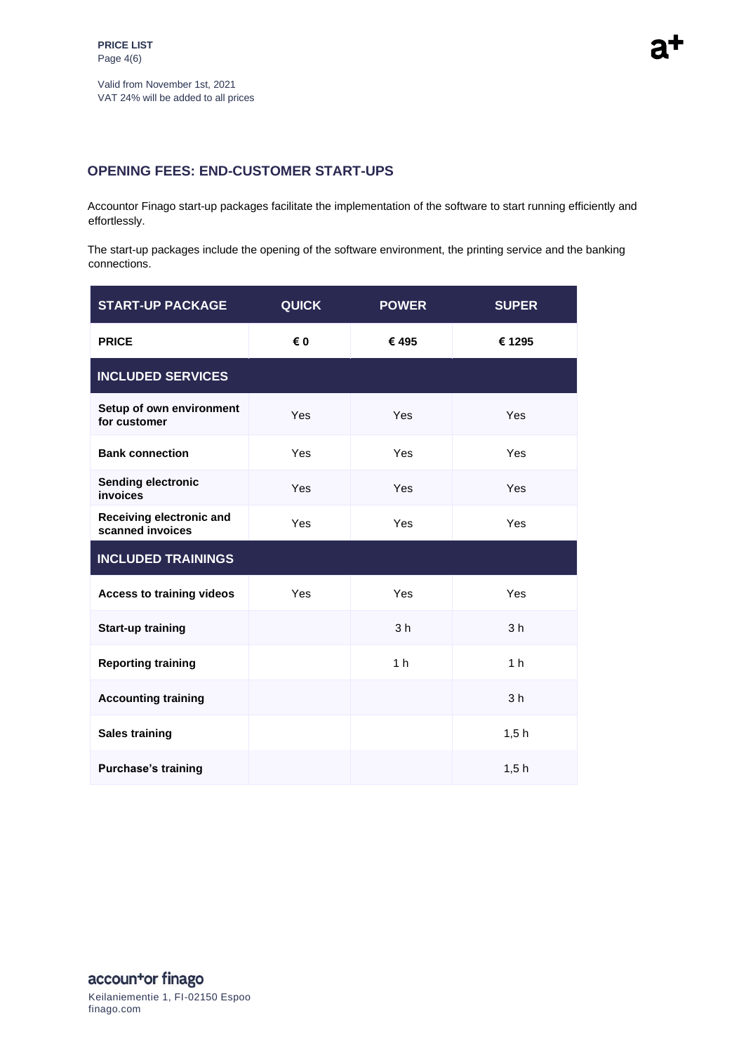Valid from November 1st, 2021
VAT 24% will be added to all prices

## OPENING FEES: END-CUSTOMER START-UPS

Accountor Finago start-up packages facilitate the implementation of the software to start running efficiently and effortlessly.

The start-up packages include the opening of the software environment, the printing service and the banking connections.

| START-UP PACKAGE | QUICK | POWER | SUPER |
|---|---|---|---|
| **PRICE** | **€ 0** | **€ 495** | **€ 1295** |
| **INCLUDED SERVICES** | | | |
| **Setup of own environment for customer** | Yes | Yes | Yes |
| **Bank connection** | Yes | Yes | Yes |
| **Sending electronic invoices** | Yes | Yes | Yes |
| **Receiving electronic and scanned invoices** | Yes | Yes | Yes |
| **INCLUDED TRAININGS** | | | |
| **Access to training videos** | Yes | Yes | Yes |
| **Start-up training** | | 3 h | 3 h |
| **Reporting training** | | 1 h | 1 h |
| **Accounting training** | | | 3 h |
| **Sales training** | | | 1,5 h |
| **Purchase's training** | | | 1,5 h |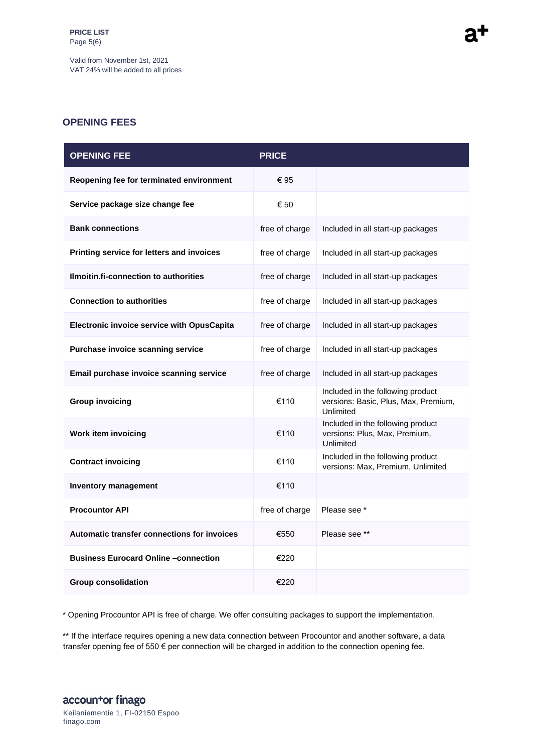Valid from November 1st, 2021
VAT 24% will be added to all prices

## OPENING FEES

| OPENING FEE | PRICE | |
|---|---|---|
| **Reopening fee for terminated environment** | € 95 | |
| **Service package size change fee** | € 50 | |
| **Bank connections** | free of charge | Included in all start-up packages |
| **Printing service for letters and invoices** | free of charge | Included in all start-up packages |
| **Ilmoitin.fi-connection to authorities** | free of charge | Included in all start-up packages |
| **Connection to authorities** | free of charge | Included in all start-up packages |
| **Electronic invoice service with OpusCapita** | free of charge | Included in all start-up packages |
| **Purchase invoice scanning service** | free of charge | Included in all start-up packages |
| **Email purchase invoice scanning service** | free of charge | Included in all start-up packages |
| **Group invoicing** | €110 | Included in the following product versions: Basic, Plus, Max, Premium, Unlimited |
| **Work item invoicing** | €110 | Included in the following product versions: Plus, Max, Premium, Unlimited |
| **Contract invoicing** | €110 | Included in the following product versions: Max, Premium, Unlimited |
| **Inventory management** | €110 | |
| **Procountor API** | free of charge | Please see * |
| **Automatic transfer connections for invoices** | €550 | Please see ** |
| **Business Eurocard Online –connection** | €220 | |
| **Group consolidation** | €220 | |

* Opening Procountor API is free of charge. We offer consulting packages to support the implementation.

** If the interface requires opening a new data connection between Procountor and another software, a data transfer opening fee of 550 € per connection will be charged in addition to the connection opening fee.

accountor finago
Keilaniementie 1, FI-02150 Espoo
finago.com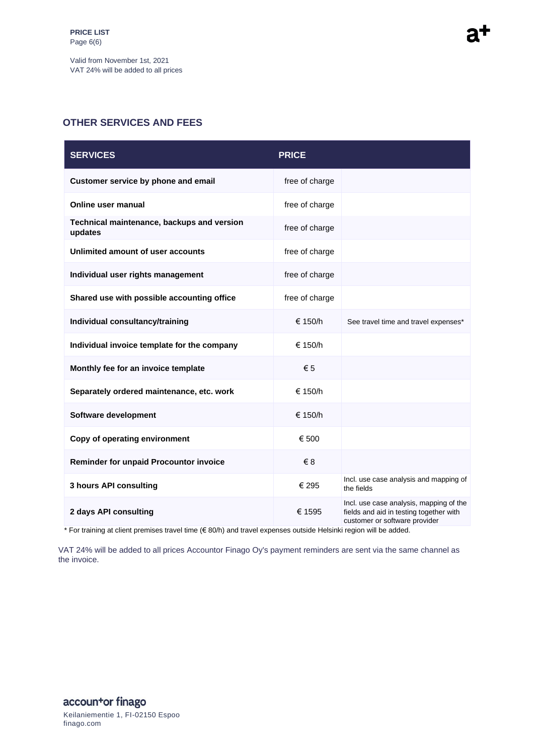Valid from November 1st, 2021
VAT 24% will be added to all prices

## OTHER SERVICES AND FEES

| SERVICES | PRICE | |
|---|---|---|
| **Customer service by phone and email** | free of charge | |
| **Online user manual** | free of charge | |
| **Technical maintenance, backups and version updates** | free of charge | |
| **Unlimited amount of user accounts** | free of charge | |
| **Individual user rights management** | free of charge | |
| **Shared use with possible accounting office** | free of charge | |
| **Individual consultancy/training** | € 150/h | See travel time and travel expenses* |
| **Individual invoice template for the company** | € 150/h | |
| **Monthly fee for an invoice template** | € 5 | |
| **Separately ordered maintenance, etc. work** | € 150/h | |
| **Software development** | € 150/h | |
| **Copy of operating environment** | € 500 | |
| **Reminder for unpaid Procountor invoice** | € 8 | |
| **3 hours API consulting** | € 295 | Incl. use case analysis and mapping of the fields |
| **2 days API consulting** | € 1595 | Incl. use case analysis, mapping of the fields and aid in testing together with customer or software provider |

* For training at client premises travel time (€ 80/h) and travel expenses outside Helsinki region will be added.

VAT 24% will be added to all prices Accountor Finago Oy's payment reminders are sent via the same channel as the invoice.

accountor finago
Keilaniementie 1, FI-02150 Espoo
finago.com